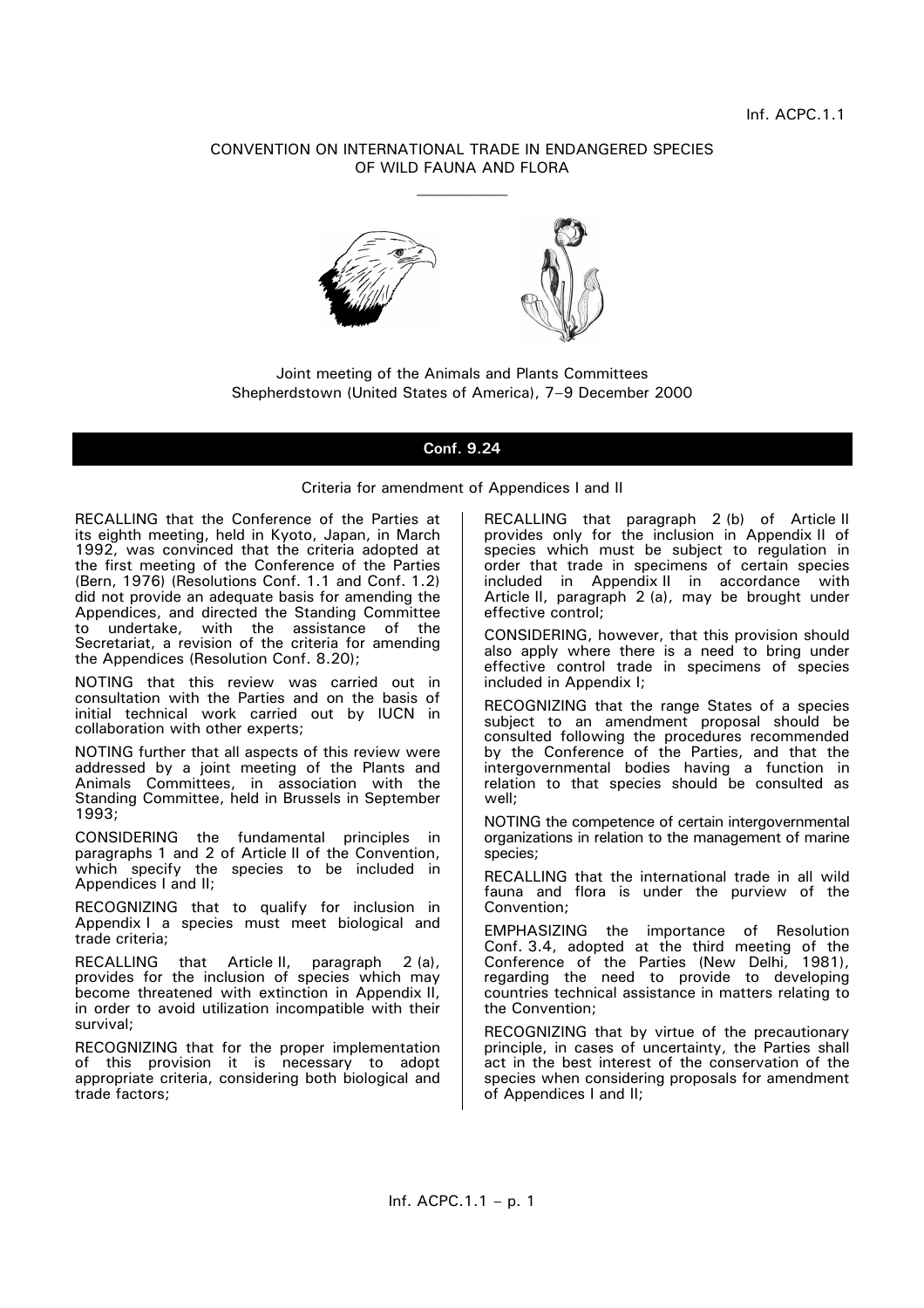Inf. ACPC.1.1

CONVENTION ON INTERNATIONAL TRADE IN ENDANGERED SPECIES
OF WILD FAUNA AND FLORA

Joint meeting of the Animals and Plants Committees
Shepherdstown (United States of America), 7–9 December 2000

## Conf. 9.24

### Criteria for amendment of Appendices I and II

RECALLING that the Conference of the Parties at its eighth meeting, held in Kyoto, Japan, in March 1992, was convinced that the criteria adopted at the first meeting of the Conference of the Parties (Bern, 1976) (Resolutions Conf. 1.1 and Conf. 1.2) did not provide an adequate basis for amending the Appendices, and directed the Standing Committee to undertake, with the assistance of the Secretariat, a revision of the criteria for amending the Appendices (Resolution Conf. 8.20);

NOTING that this review was carried out in consultation with the Parties and on the basis of initial technical work carried out by IUCN in collaboration with other experts;

NOTING further that all aspects of this review were addressed by a joint meeting of the Plants and Animals Committees, in association with the Standing Committee, held in Brussels in September 1993;

CONSIDERING the fundamental principles in paragraphs 1 and 2 of Article II of the Convention, which specify the species to be included in Appendices I and II;

RECOGNIZING that to qualify for inclusion in Appendix I a species must meet biological and trade criteria;

RECALLING that Article II, paragraph 2 (a), provides for the inclusion of species which may become threatened with extinction in Appendix II, in order to avoid utilization incompatible with their survival;

RECOGNIZING that for the proper implementation of this provision it is necessary to adopt appropriate criteria, considering both biological and trade factors;

RECALLING that paragraph 2 (b) of Article II provides only for the inclusion in Appendix II of species which must be subject to regulation in order that trade in specimens of certain species included in Appendix II in accordance with Article II, paragraph 2 (a), may be brought under effective control;

CONSIDERING, however, that this provision should also apply where there is a need to bring under effective control trade in specimens of species included in Appendix I;

RECOGNIZING that the range States of a species subject to an amendment proposal should be consulted following the procedures recommended by the Conference of the Parties, and that the intergovernmental bodies having a function in relation to that species should be consulted as well;

NOTING the competence of certain intergovernmental organizations in relation to the management of marine species;

RECALLING that the international trade in all wild fauna and flora is under the purview of the Convention;

EMPHASIZING the importance of Resolution Conf. 3.4, adopted at the third meeting of the Conference of the Parties (New Delhi, 1981), regarding the need to provide to developing countries technical assistance in matters relating to the Convention;

RECOGNIZING that by virtue of the precautionary principle, in cases of uncertainty, the Parties shall act in the best interest of the conservation of the species when considering proposals for amendment of Appendices I and II;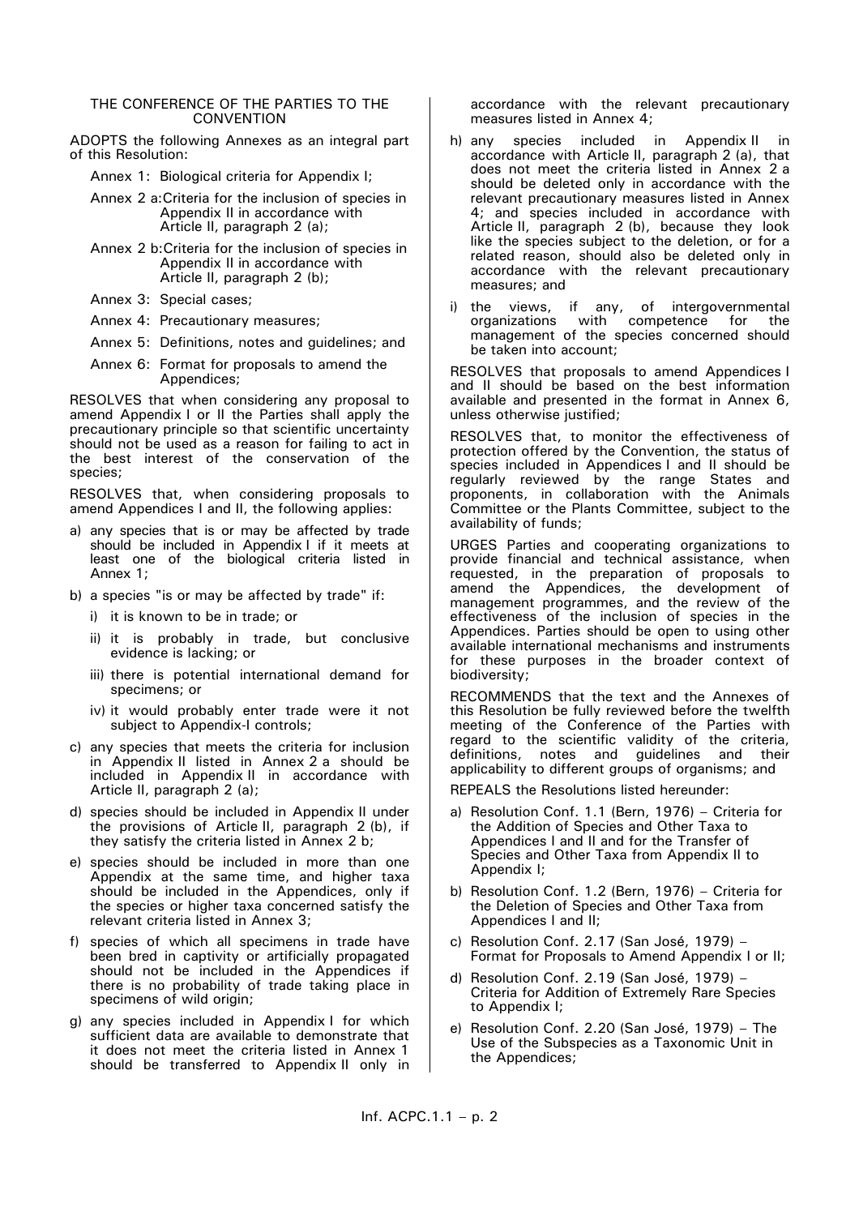THE CONFERENCE OF THE PARTIES TO THE CONVENTION

ADOPTS the following Annexes as an integral part of this Resolution:

- Annex 1: Biological criteria for Appendix I;
- Annex 2 a: Criteria for the inclusion of species in Appendix II in accordance with Article II, paragraph 2 (a);
- Annex 2 b: Criteria for the inclusion of species in Appendix II in accordance with Article II, paragraph 2 (b);
- Annex 3: Special cases;
- Annex 4: Precautionary measures;
- Annex 5: Definitions, notes and guidelines; and
- Annex 6: Format for proposals to amend the Appendices;

RESOLVES that when considering any proposal to amend Appendix I or II the Parties shall apply the precautionary principle so that scientific uncertainty should not be used as a reason for failing to act in the best interest of the conservation of the species;

RESOLVES that, when considering proposals to amend Appendices I and II, the following applies:

a) any species that is or may be affected by trade should be included in Appendix I if it meets at least one of the biological criteria listed in Annex 1;

b) a species "is or may be affected by trade" if:

   i) it is known to be in trade; or

   ii) it is probably in trade, but conclusive evidence is lacking; or

   iii) there is potential international demand for specimens; or

   iv) it would probably enter trade were it not subject to Appendix-I controls;

c) any species that meets the criteria for inclusion in Appendix II listed in Annex 2 a should be included in Appendix II in accordance with Article II, paragraph 2 (a);

d) species should be included in Appendix II under the provisions of Article II, paragraph 2 (b), if they satisfy the criteria listed in Annex 2 b;

e) species should be included in more than one Appendix at the same time, and higher taxa should be included in the Appendices, only if the species or higher taxa concerned satisfy the relevant criteria listed in Annex 3;

f) species of which all specimens in trade have been bred in captivity or artificially propagated should not be included in the Appendices if there is no probability of trade taking place in specimens of wild origin;

g) any species included in Appendix I for which sufficient data are available to demonstrate that it does not meet the criteria listed in Annex 1 should be transferred to Appendix II only in accordance with the relevant precautionary measures listed in Annex 4;

h) any species included in Appendix II in accordance with Article II, paragraph 2 (a), that does not meet the criteria listed in Annex 2 a should be deleted only in accordance with the relevant precautionary measures listed in Annex 4; and species included in accordance with Article II, paragraph 2 (b), because they look like the species subject to the deletion, or for a related reason, should also be deleted only in accordance with the relevant precautionary measures; and

i) the views, if any, of intergovernmental organizations with competence for the management of the species concerned should be taken into account;

RESOLVES that proposals to amend Appendices I and II should be based on the best information available and presented in the format in Annex 6, unless otherwise justified;

RESOLVES that, to monitor the effectiveness of protection offered by the Convention, the status of species included in Appendices I and II should be regularly reviewed by the range States and proponents, in collaboration with the Animals Committee or the Plants Committee, subject to the availability of funds;

URGES Parties and cooperating organizations to provide financial and technical assistance, when requested, in the preparation of proposals to amend the Appendices, the development of management programmes, and the review of the effectiveness of the inclusion of species in the Appendices. Parties should be open to using other available international mechanisms and instruments for these purposes in the broader context of biodiversity;

RECOMMENDS that the text and the Annexes of this Resolution be fully reviewed before the twelfth meeting of the Conference of the Parties with regard to the scientific validity of the criteria, definitions, notes and guidelines and their applicability to different groups of organisms; and

REPEALS the Resolutions listed hereunder:

a) Resolution Conf. 1.1 (Bern, 1976) – Criteria for the Addition of Species and Other Taxa to Appendices I and II and for the Transfer of Species and Other Taxa from Appendix II to Appendix I;

b) Resolution Conf. 1.2 (Bern, 1976) – Criteria for the Deletion of Species and Other Taxa from Appendices I and II;

c) Resolution Conf. 2.17 (San José, 1979) – Format for Proposals to Amend Appendix I or II;

d) Resolution Conf. 2.19 (San José, 1979) – Criteria for Addition of Extremely Rare Species to Appendix I;

e) Resolution Conf. 2.20 (San José, 1979) – The Use of the Subspecies as a Taxonomic Unit in the Appendices;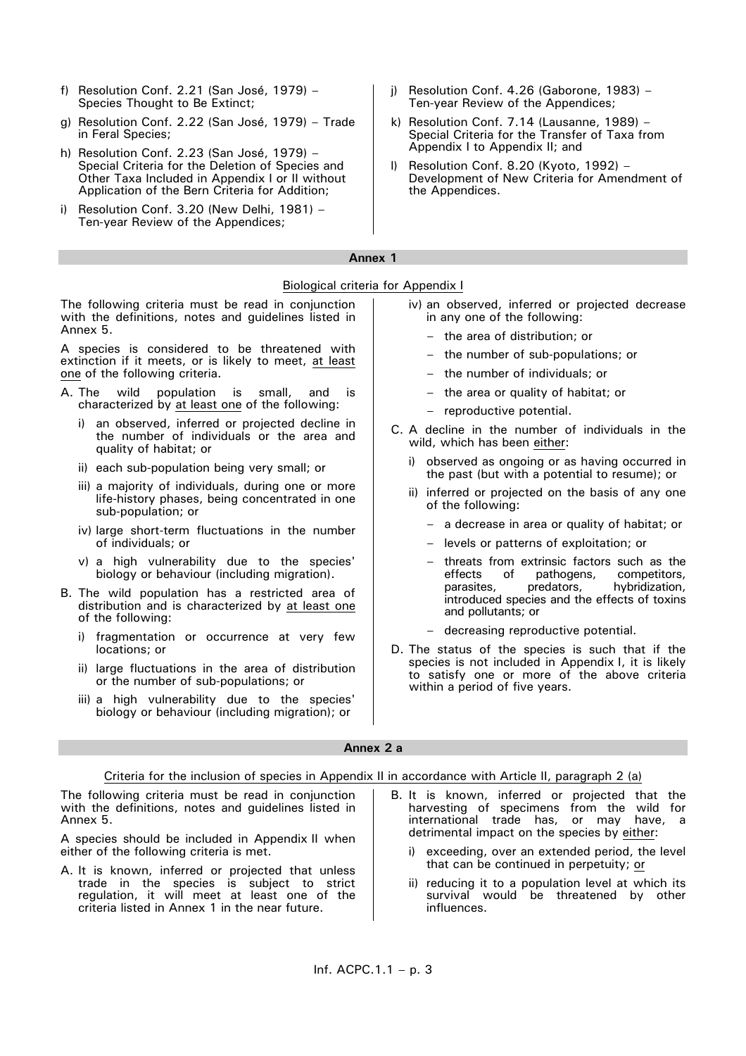f) Resolution Conf. 2.21 (San José, 1979) – Species Thought to Be Extinct;

g) Resolution Conf. 2.22 (San José, 1979) – Trade in Feral Species;

h) Resolution Conf. 2.23 (San José, 1979) – Special Criteria for the Deletion of Species and Other Taxa Included in Appendix I or II without Application of the Bern Criteria for Addition;

i) Resolution Conf. 3.20 (New Delhi, 1981) – Ten-year Review of the Appendices;

j) Resolution Conf. 4.26 (Gaborone, 1983) – Ten-year Review of the Appendices;

k) Resolution Conf. 7.14 (Lausanne, 1989) – Special Criteria for the Transfer of Taxa from Appendix I to Appendix II; and

l) Resolution Conf. 8.20 (Kyoto, 1992) – Development of New Criteria for Amendment of the Appendices.

## Annex 1

### Biological criteria for Appendix I

The following criteria must be read in conjunction with the definitions, notes and guidelines listed in Annex 5.

A species is considered to be threatened with extinction if it meets, or is likely to meet, at least one of the following criteria.

A. The wild population is small, and is characterized by at least one of the following:

   i) an observed, inferred or projected decline in the number of individuals or the area and quality of habitat; or

   ii) each sub-population being very small; or

   iii) a majority of individuals, during one or more life-history phases, being concentrated in one sub-population; or

   iv) large short-term fluctuations in the number of individuals; or

   v) a high vulnerability due to the species' biology or behaviour (including migration).

B. The wild population has a restricted area of distribution and is characterized by at least one of the following:

   i) fragmentation or occurrence at very few locations; or

   ii) large fluctuations in the area of distribution or the number of sub-populations; or

   iii) a high vulnerability due to the species' biology or behaviour (including migration); or

   iv) an observed, inferred or projected decrease in any one of the following:

   - the area of distribution; or
   - the number of sub-populations; or
   - the number of individuals; or
   - the area or quality of habitat; or
   - reproductive potential.

C. A decline in the number of individuals in the wild, which has been either:

   i) observed as ongoing or as having occurred in the past (but with a potential to resume); or

   ii) inferred or projected on the basis of any one of the following:

   - a decrease in area or quality of habitat; or
   - levels or patterns of exploitation; or
   - threats from extrinsic factors such as the effects of pathogens, competitors, parasites, predators, hybridization, introduced species and the effects of toxins and pollutants; or
   - decreasing reproductive potential.

D. The status of the species is such that if the species is not included in Appendix I, it is likely to satisfy one or more of the above criteria within a period of five years.

## Annex 2 a

### Criteria for the inclusion of species in Appendix II in accordance with Article II, paragraph 2 (a)

The following criteria must be read in conjunction with the definitions, notes and guidelines listed in Annex 5.

A species should be included in Appendix II when either of the following criteria is met.

A. It is known, inferred or projected that unless trade in the species is subject to strict regulation, it will meet at least one of the criteria listed in Annex 1 in the near future.

B. It is known, inferred or projected that the harvesting of specimens from the wild for international trade has, or may have, a detrimental impact on the species by either:

   i) exceeding, over an extended period, the level that can be continued in perpetuity; or

   ii) reducing it to a population level at which its survival would be threatened by other influences.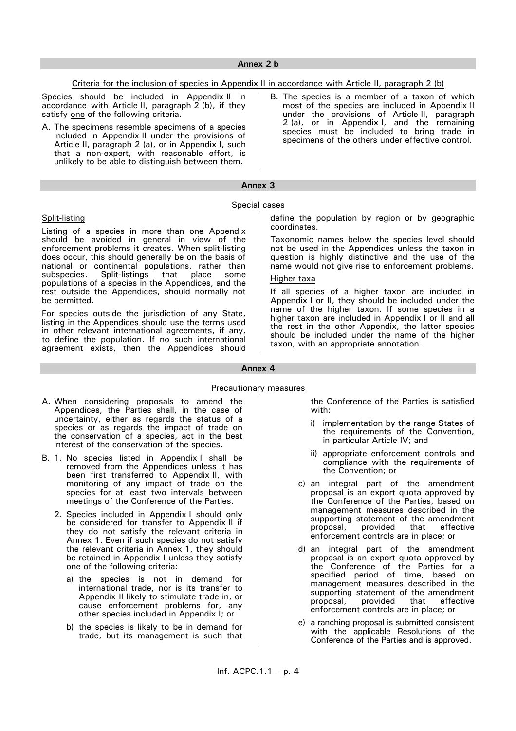## Annex 2 b

Criteria for the inclusion of species in Appendix II in accordance with Article II, paragraph 2 (b)

Species should be included in Appendix II in accordance with Article II, paragraph 2 (b), if they satisfy one of the following criteria.

A. The specimens resemble specimens of a species included in Appendix II under the provisions of Article II, paragraph 2 (a), or in Appendix I, such that a non-expert, with reasonable effort, is unlikely to be able to distinguish between them.

B. The species is a member of a taxon of which most of the species are included in Appendix II under the provisions of Article II, paragraph 2 (a), or in Appendix I, and the remaining species must be included to bring trade in specimens of the others under effective control.

## Annex 3

Special cases

### Split-listing

Listing of a species in more than one Appendix should be avoided in general in view of the enforcement problems it creates. When split-listing does occur, this should generally be on the basis of national or continental populations, rather than subspecies. Split-listings that place some populations of a species in the Appendices, and the rest outside the Appendices, should normally not be permitted.

For species outside the jurisdiction of any State, listing in the Appendices should use the terms used in other relevant international agreements, if any, to define the population. If no such international agreement exists, then the Appendices should define the population by region or by geographic coordinates.

Taxonomic names below the species level should not be used in the Appendices unless the taxon in question is highly distinctive and the use of the name would not give rise to enforcement problems.

### Higher taxa

If all species of a higher taxon are included in Appendix I or II, they should be included under the name of the higher taxon. If some species in a higher taxon are included in Appendix I or II and all the rest in the other Appendix, the latter species should be included under the name of the higher taxon, with an appropriate annotation.

## Annex 4

Precautionary measures

A. When considering proposals to amend the Appendices, the Parties shall, in the case of uncertainty, either as regards the status of a species or as regards the impact of trade on the conservation of a species, act in the best interest of the conservation of the species.

B. 1. No species listed in Appendix I shall be removed from the Appendices unless it has been first transferred to Appendix II, with monitoring of any impact of trade on the species for at least two intervals between meetings of the Conference of the Parties.

2. Species included in Appendix I should only be considered for transfer to Appendix II if they do not satisfy the relevant criteria in Annex 1. Even if such species do not satisfy the relevant criteria in Annex 1, they should be retained in Appendix I unless they satisfy one of the following criteria:

a) the species is not in demand for international trade, nor is its transfer to Appendix II likely to stimulate trade in, or cause enforcement problems for, any other species included in Appendix I; or

b) the species is likely to be in demand for trade, but its management is such that the Conference of the Parties is satisfied with:

i) implementation by the range States of the requirements of the Convention, in particular Article IV; and

ii) appropriate enforcement controls and compliance with the requirements of the Convention; or

c) an integral part of the amendment proposal is an export quota approved by the Conference of the Parties, based on management measures described in the supporting statement of the amendment proposal, provided that effective enforcement controls are in place; or

d) an integral part of the amendment proposal is an export quota approved by the Conference of the Parties for a specified period of time, based on management measures described in the supporting statement of the amendment proposal, provided that effective enforcement controls are in place; or

e) a ranching proposal is submitted consistent with the applicable Resolutions of the Conference of the Parties and is approved.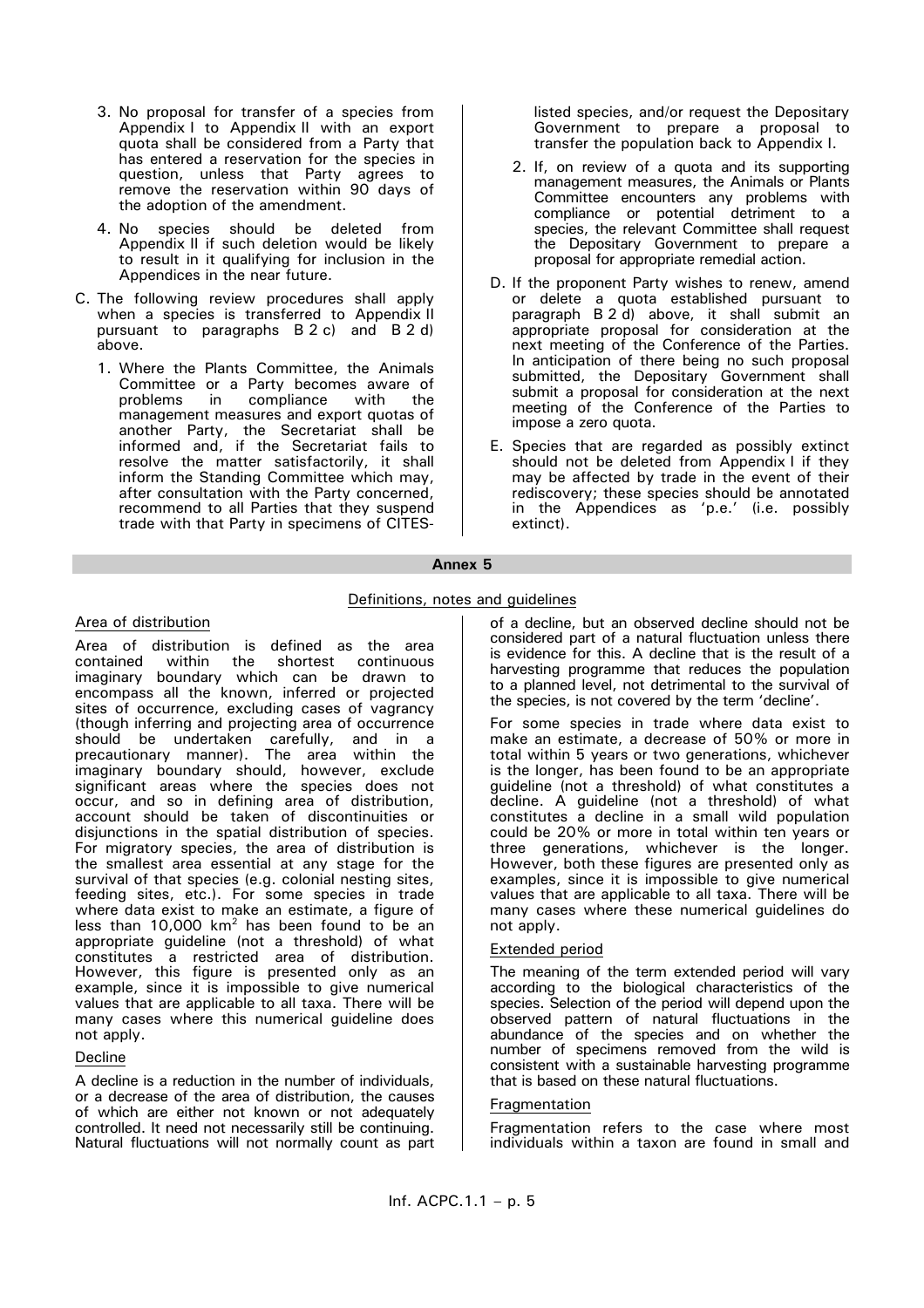3. No proposal for transfer of a species from Appendix I to Appendix II with an export quota shall be considered from a Party that has entered a reservation for the species in question, unless that Party agrees to remove the reservation within 90 days of the adoption of the amendment.

4. No species should be deleted from Appendix II if such deletion would be likely to result in it qualifying for inclusion in the Appendices in the near future.

C. The following review procedures shall apply when a species is transferred to Appendix II pursuant to paragraphs B 2 c) and B 2 d) above.

   1. Where the Plants Committee, the Animals Committee or a Party becomes aware of problems in compliance with the management measures and export quotas of another Party, the Secretariat shall be informed and, if the Secretariat fails to resolve the matter satisfactorily, it shall inform the Standing Committee which may, after consultation with the Party concerned, recommend to all Parties that they suspend trade with that Party in specimens of CITES-listed species, and/or request the Depositary Government to prepare a proposal to transfer the population back to Appendix I.

   2. If, on review of a quota and its supporting management measures, the Animals or Plants Committee encounters any problems with compliance or potential detriment to a species, the relevant Committee shall request the Depositary Government to prepare a proposal for appropriate remedial action.

D. If the proponent Party wishes to renew, amend or delete a quota established pursuant to paragraph B 2 d) above, it shall submit an appropriate proposal for consideration at the next meeting of the Conference of the Parties. In anticipation of there being no such proposal submitted, the Depositary Government shall submit a proposal for consideration at the next meeting of the Conference of the Parties to impose a zero quota.

E. Species that are regarded as possibly extinct should not be deleted from Appendix I if they may be affected by trade in the event of their rediscovery; these species should be annotated in the Appendices as 'p.e.' (i.e. possibly extinct).

## Annex 5

### Definitions, notes and guidelines

#### Area of distribution

Area of distribution is defined as the area contained within the shortest continuous imaginary boundary which can be drawn to encompass all the known, inferred or projected sites of occurrence, excluding cases of vagrancy (though inferring and projecting area of occurrence should be undertaken carefully, and in a precautionary manner). The area within the imaginary boundary should, however, exclude significant areas where the species does not occur, and so in defining area of distribution, account should be taken of discontinuities or disjunctions in the spatial distribution of species. For migratory species, the area of distribution is the smallest area essential at any stage for the survival of that species (e.g. colonial nesting sites, feeding sites, etc.). For some species in trade where data exist to make an estimate, a figure of less than 10,000 km$^2$ has been found to be an appropriate guideline (not a threshold) of what constitutes a restricted area of distribution. However, this figure is presented only as an example, since it is impossible to give numerical values that are applicable to all taxa. There will be many cases where this numerical guideline does not apply.

#### Decline

A decline is a reduction in the number of individuals, or a decrease of the area of distribution, the causes of which are either not known or not adequately controlled. It need not necessarily still be continuing. Natural fluctuations will not normally count as part of a decline, but an observed decline should not be considered part of a natural fluctuation unless there is evidence for this. A decline that is the result of a harvesting programme that reduces the population to a planned level, not detrimental to the survival of the species, is not covered by the term 'decline'.

For some species in trade where data exist to make an estimate, a decrease of 50% or more in total within 5 years or two generations, whichever is the longer, has been found to be an appropriate guideline (not a threshold) of what constitutes a decline. A guideline (not a threshold) of what constitutes a decline in a small wild population could be 20% or more in total within ten years or three generations, whichever is the longer. However, both these figures are presented only as examples, since it is impossible to give numerical values that are applicable to all taxa. There will be many cases where these numerical guidelines do not apply.

#### Extended period

The meaning of the term extended period will vary according to the biological characteristics of the species. Selection of the period will depend upon the observed pattern of natural fluctuations in the abundance of the species and on whether the number of specimens removed from the wild is consistent with a sustainable harvesting programme that is based on these natural fluctuations.

#### Fragmentation

Fragmentation refers to the case where most individuals within a taxon are found in small and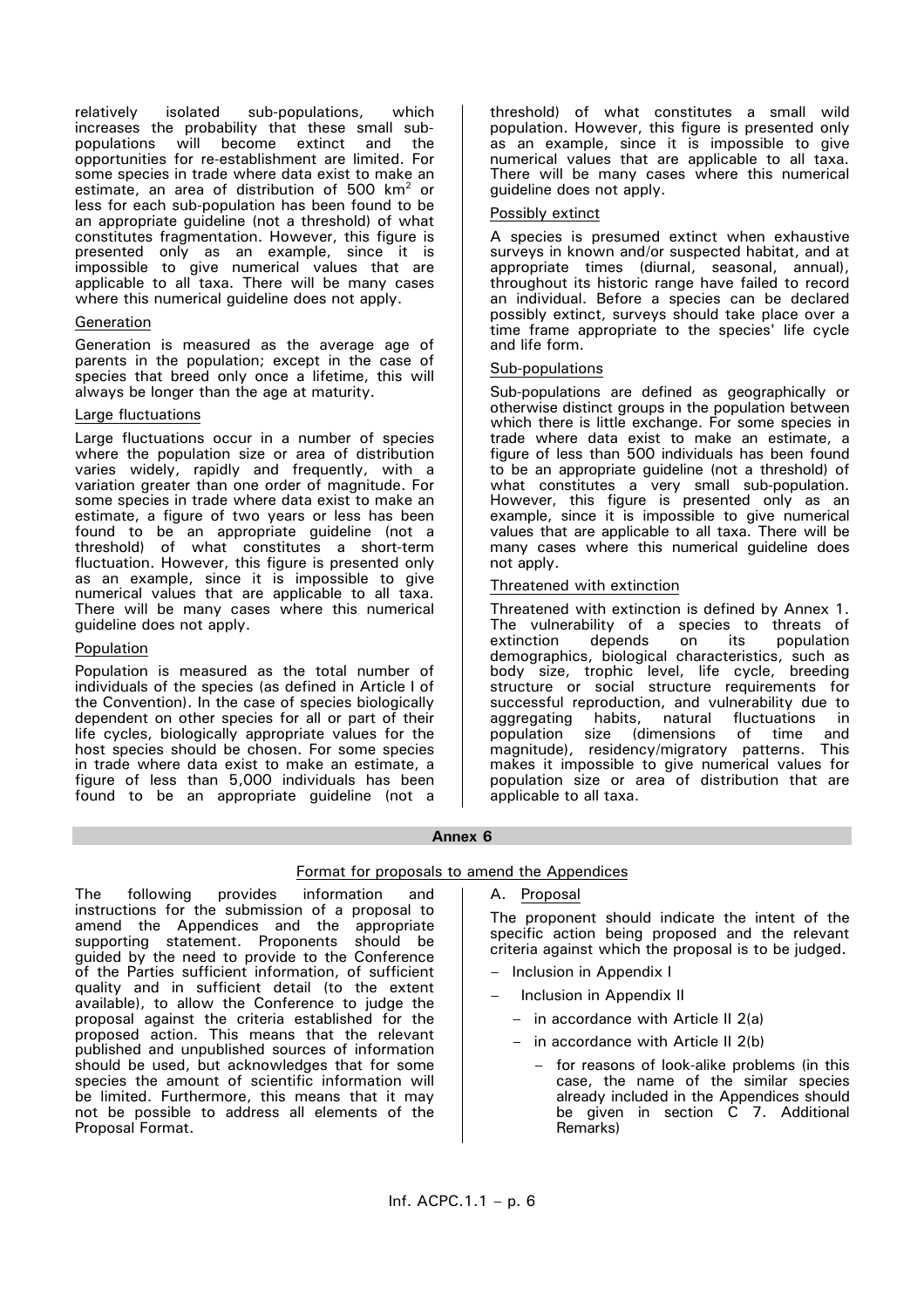relatively isolated sub-populations, which increases the probability that these small sub-populations will become extinct and the opportunities for re-establishment are limited. For some species in trade where data exist to make an estimate, an area of distribution of 500 $km^2$ or less for each sub-population has been found to be an appropriate guideline (not a threshold) of what constitutes fragmentation. However, this figure is presented only as an example, since it is impossible to give numerical values that are applicable to all taxa. There will be many cases where this numerical guideline does not apply.

Generation

Generation is measured as the average age of parents in the population; except in the case of species that breed only once a lifetime, this will always be longer than the age at maturity.

Large fluctuations

Large fluctuations occur in a number of species where the population size or area of distribution varies widely, rapidly and frequently, with a variation greater than one order of magnitude. For some species in trade where data exist to make an estimate, a figure of two years or less has been found to be an appropriate guideline (not a threshold) of what constitutes a short-term fluctuation. However, this figure is presented only as an example, since it is impossible to give numerical values that are applicable to all taxa. There will be many cases where this numerical guideline does not apply.

Population

Population is measured as the total number of individuals of the species (as defined in Article I of the Convention). In the case of species biologically dependent on other species for all or part of their life cycles, biologically appropriate values for the host species should be chosen. For some species in trade where data exist to make an estimate, a figure of less than 5,000 individuals has been found to be an appropriate guideline (not a threshold) of what constitutes a small wild population. However, this figure is presented only as an example, since it is impossible to give numerical values that are applicable to all taxa. There will be many cases where this numerical guideline does not apply.

Possibly extinct

A species is presumed extinct when exhaustive surveys in known and/or suspected habitat, and at appropriate times (diurnal, seasonal, annual), throughout its historic range have failed to record an individual. Before a species can be declared possibly extinct, surveys should take place over a time frame appropriate to the species' life cycle and life form.

Sub-populations

Sub-populations are defined as geographically or otherwise distinct groups in the population between which there is little exchange. For some species in trade where data exist to make an estimate, a figure of less than 500 individuals has been found to be an appropriate guideline (not a threshold) of what constitutes a very small sub-population. However, this figure is presented only as an example, since it is impossible to give numerical values that are applicable to all taxa. There will be many cases where this numerical guideline does not apply.

Threatened with extinction

Threatened with extinction is defined by Annex 1. The vulnerability of a species to threats of extinction depends on its population demographics, biological characteristics, such as body size, trophic level, life cycle, breeding structure or social structure requirements for successful reproduction, and vulnerability due to aggregating habits, natural fluctuations in population size (dimensions of time and magnitude), residency/migratory patterns. This makes it impossible to give numerical values for population size or area of distribution that are applicable to all taxa.

## Annex 6

### Format for proposals to amend the Appendices

The following provides information and instructions for the submission of a proposal to amend the Appendices and the appropriate supporting statement. Proponents should be guided by the need to provide to the Conference of the Parties sufficient information, of sufficient quality and in sufficient detail (to the extent available), to allow the Conference to judge the proposal against the criteria established for the proposed action. This means that the relevant published and unpublished sources of information should be used, but acknowledges that for some species the amount of scientific information will be limited. Furthermore, this means that it may not be possible to address all elements of the Proposal Format.

A. Proposal

The proponent should indicate the intent of the specific action being proposed and the relevant criteria against which the proposal is to be judged.

- Inclusion in Appendix I
- Inclusion in Appendix II
  - in accordance with Article II 2(a)
  - in accordance with Article II 2(b)
    - for reasons of look-alike problems (in this case, the name of the similar species already included in the Appendices should be given in section C 7. Additional Remarks)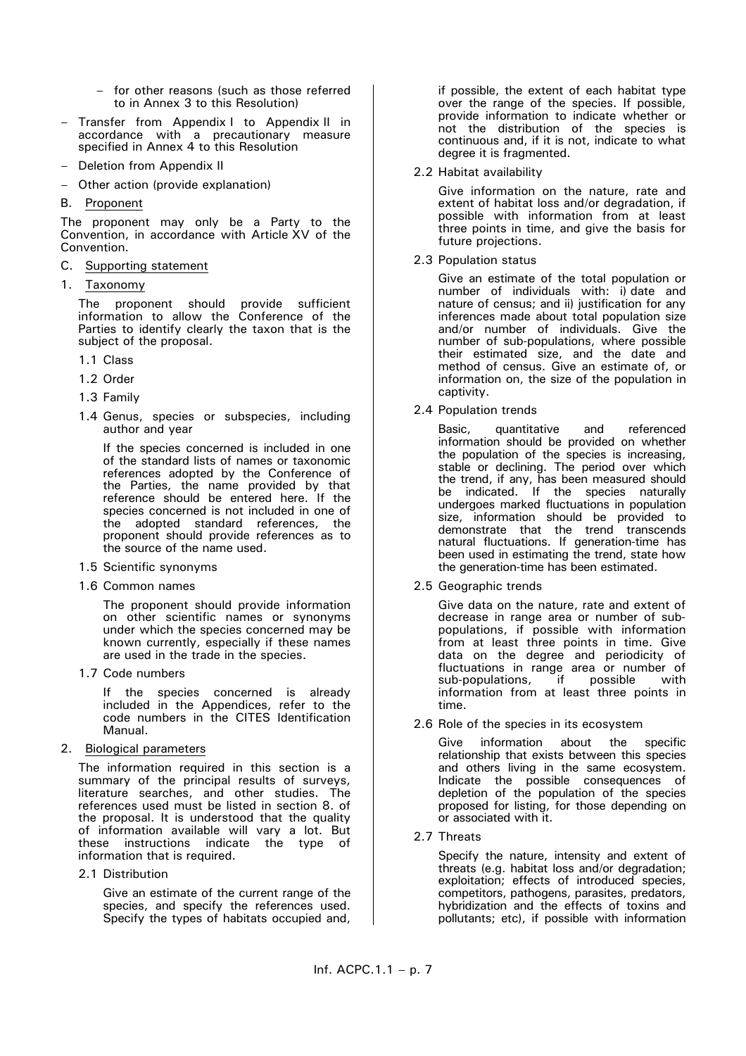- for other reasons (such as those referred to in Annex 3 to this Resolution)

- Transfer from Appendix I to Appendix II in accordance with a precautionary measure specified in Annex 4 to this Resolution
- Deletion from Appendix II
- Other action (provide explanation)

B. Proponent

The proponent may only be a Party to the Convention, in accordance with Article XV of the Convention.

C. Supporting statement

1. Taxonomy

   The proponent should provide sufficient information to allow the Conference of the Parties to identify clearly the taxon that is the subject of the proposal.

   1.1 Class

   1.2 Order

   1.3 Family

   1.4 Genus, species or subspecies, including author and year

      If the species concerned is included in one of the standard lists of names or taxonomic references adopted by the Conference of the Parties, the name provided by that reference should be entered here. If the species concerned is not included in one of the adopted standard references, the proponent should provide references as to the source of the name used.

   1.5 Scientific synonyms

   1.6 Common names

      The proponent should provide information on other scientific names or synonyms under which the species concerned may be known currently, especially if these names are used in the trade in the species.

   1.7 Code numbers

      If the species concerned is already included in the Appendices, refer to the code numbers in the CITES Identification Manual.

2. Biological parameters

   The information required in this section is a summary of the principal results of surveys, literature searches, and other studies. The references used must be listed in section 8. of the proposal. It is understood that the quality of information available will vary a lot. But these instructions indicate the type of information that is required.

   2.1 Distribution

      Give an estimate of the current range of the species, and specify the references used. Specify the types of habitats occupied and, if possible, the extent of each habitat type over the range of the species. If possible, provide information to indicate whether or not the distribution of the species is continuous and, if it is not, indicate to what degree it is fragmented.

   2.2 Habitat availability

      Give information on the nature, rate and extent of habitat loss and/or degradation, if possible with information from at least three points in time, and give the basis for future projections.

   2.3 Population status

      Give an estimate of the total population or number of individuals with: i) date and nature of census; and ii) justification for any inferences made about total population size and/or number of individuals. Give the number of sub-populations, where possible their estimated size, and the date and method of census. Give an estimate of, or information on, the size of the population in captivity.

   2.4 Population trends

      Basic, quantitative and referenced information should be provided on whether the population of the species is increasing, stable or declining. The period over which the trend, if any, has been measured should be indicated. If the species naturally undergoes marked fluctuations in population size, information should be provided to demonstrate that the trend transcends natural fluctuations. If generation-time has been used in estimating the trend, state how the generation-time has been estimated.

   2.5 Geographic trends

      Give data on the nature, rate and extent of decrease in range area or number of sub-populations, if possible with information from at least three points in time. Give data on the degree and periodicity of fluctuations in range area or number of sub-populations, if possible with information from at least three points in time.

   2.6 Role of the species in its ecosystem

      Give information about the specific relationship that exists between this species and others living in the same ecosystem. Indicate the possible consequences of depletion of the population of the species proposed for listing, for those depending on or associated with it.

   2.7 Threats

      Specify the nature, intensity and extent of threats (e.g. habitat loss and/or degradation; exploitation; effects of introduced species, competitors, pathogens, parasites, predators, hybridization and the effects of toxins and pollutants; etc), if possible with information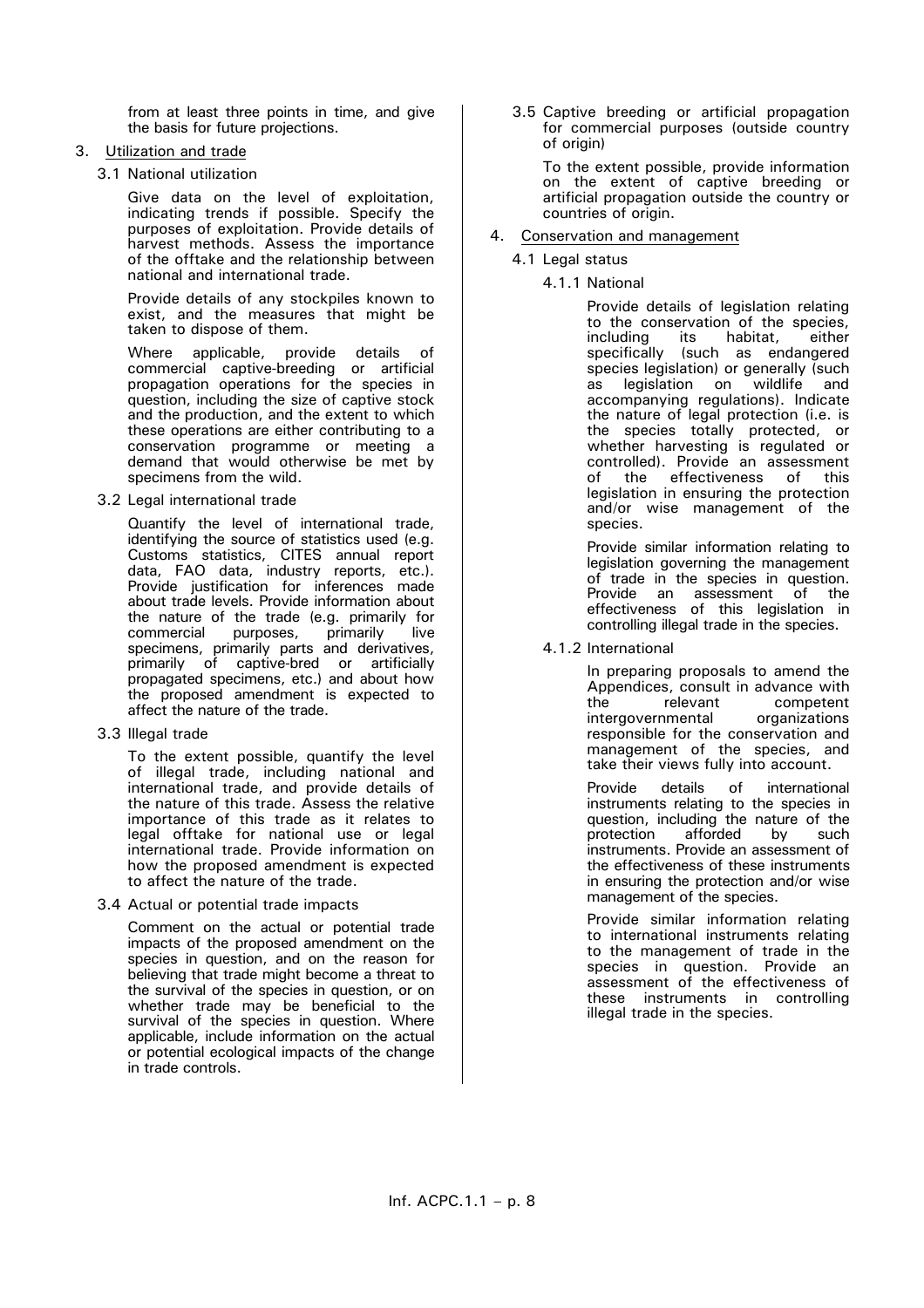from at least three points in time, and give the basis for future projections.

3. Utilization and trade

3.1 National utilization

Give data on the level of exploitation, indicating trends if possible. Specify the purposes of exploitation. Provide details of harvest methods. Assess the importance of the offtake and the relationship between national and international trade.

Provide details of any stockpiles known to exist, and the measures that might be taken to dispose of them.

Where applicable, provide details of commercial captive-breeding or artificial propagation operations for the species in question, including the size of captive stock and the production, and the extent to which these operations are either contributing to a conservation programme or meeting a demand that would otherwise be met by specimens from the wild.

3.2 Legal international trade

Quantify the level of international trade, identifying the source of statistics used (e.g. Customs statistics, CITES annual report data, FAO data, industry reports, etc.). Provide justification for inferences made about trade levels. Provide information about the nature of the trade (e.g. primarily for commercial purposes, primarily live specimens, primarily parts and derivatives, primarily of captive-bred or artificially propagated specimens, etc.) and about how the proposed amendment is expected to affect the nature of the trade.

3.3 Illegal trade

To the extent possible, quantify the level of illegal trade, including national and international trade, and provide details of the nature of this trade. Assess the relative importance of this trade as it relates to legal offtake for national use or legal international trade. Provide information on how the proposed amendment is expected to affect the nature of the trade.

3.4 Actual or potential trade impacts

Comment on the actual or potential trade impacts of the proposed amendment on the species in question, and on the reason for believing that trade might become a threat to the survival of the species in question, or on whether trade may be beneficial to the survival of the species in question. Where applicable, include information on the actual or potential ecological impacts of the change in trade controls.

3.5 Captive breeding or artificial propagation for commercial purposes (outside country of origin)

To the extent possible, provide information on the extent of captive breeding or artificial propagation outside the country or countries of origin.

4. Conservation and management

4.1 Legal status

4.1.1 National

Provide details of legislation relating to the conservation of the species, including its habitat, either specifically (such as endangered species legislation) or generally (such as legislation on wildlife and accompanying regulations). Indicate the nature of legal protection (i.e. is the species totally protected, or whether harvesting is regulated or controlled). Provide an assessment of the effectiveness of this legislation in ensuring the protection and/or wise management of the species.

Provide similar information relating to legislation governing the management of trade in the species in question. Provide an assessment of the effectiveness of this legislation in controlling illegal trade in the species.

4.1.2 International

In preparing proposals to amend the Appendices, consult in advance with the relevant competent intergovernmental organizations responsible for the conservation and management of the species, and take their views fully into account.

Provide details of international instruments relating to the species in question, including the nature of the protection afforded by such instruments. Provide an assessment of the effectiveness of these instruments in ensuring the protection and/or wise management of the species.

Provide similar information relating to international instruments relating to the management of trade in the species in question. Provide an assessment of the effectiveness of these instruments in controlling illegal trade in the species.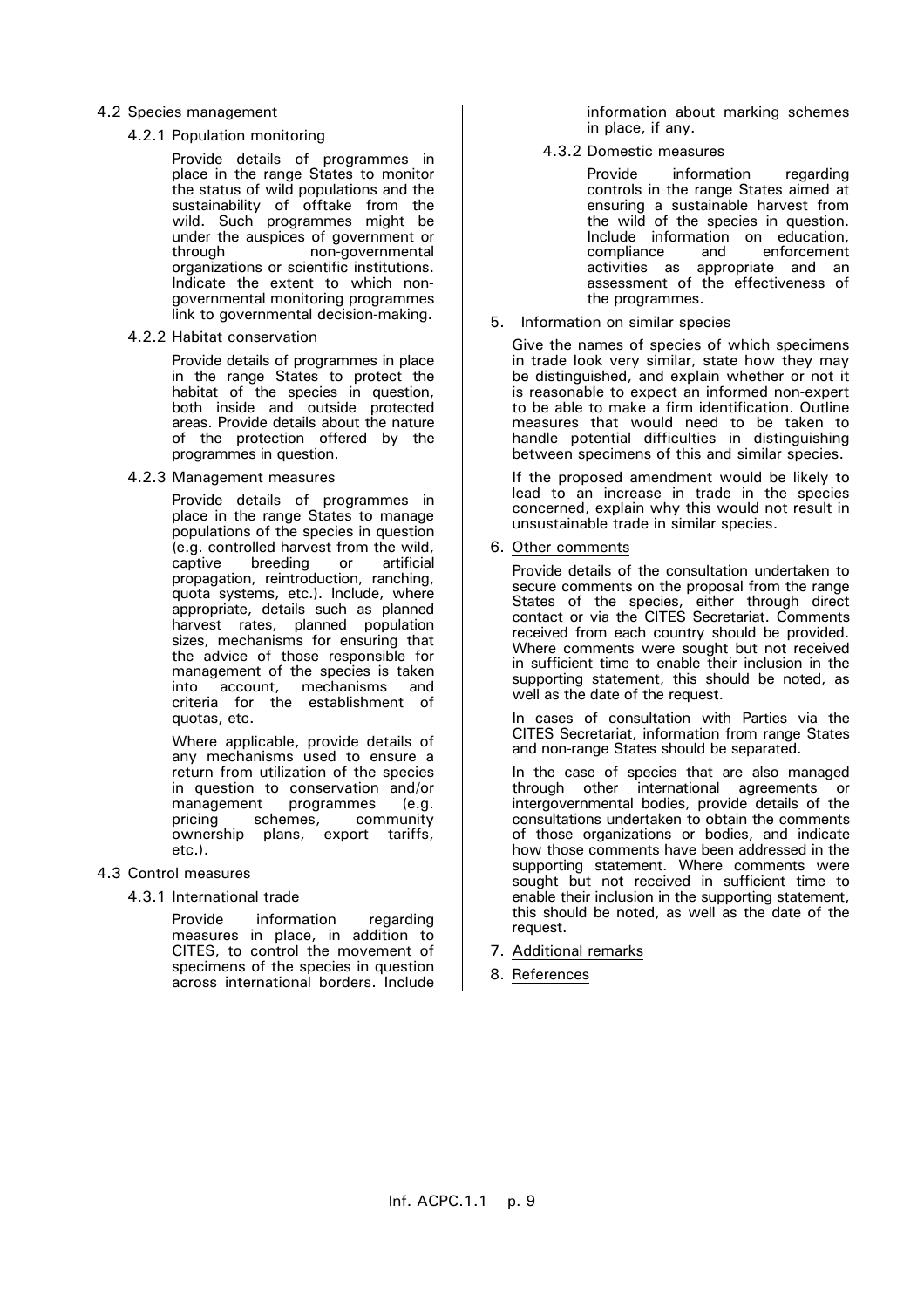4.2 Species management

4.2.1 Population monitoring

Provide details of programmes in place in the range States to monitor the status of wild populations and the sustainability of offtake from the wild. Such programmes might be under the auspices of government or through non-governmental organizations or scientific institutions. Indicate the extent to which non-governmental monitoring programmes link to governmental decision-making.

4.2.2 Habitat conservation

Provide details of programmes in place in the range States to protect the habitat of the species in question, both inside and outside protected areas. Provide details about the nature of the protection offered by the programmes in question.

4.2.3 Management measures

Provide details of programmes in place in the range States to manage populations of the species in question (e.g. controlled harvest from the wild, captive breeding or artificial propagation, reintroduction, ranching, quota systems, etc.). Include, where appropriate, details such as planned harvest rates, planned population sizes, mechanisms for ensuring that the advice of those responsible for management of the species is taken into account, mechanisms and criteria for the establishment of quotas, etc.

Where applicable, provide details of any mechanisms used to ensure a return from utilization of the species in question to conservation and/or management programmes (e.g. pricing schemes, community ownership plans, export tariffs, etc.).

4.3 Control measures

4.3.1 International trade

Provide information regarding measures in place, in addition to CITES, to control the movement of specimens of the species in question across international borders. Include information about marking schemes in place, if any.

4.3.2 Domestic measures

Provide information regarding controls in the range States aimed at ensuring a sustainable harvest from the wild of the species in question. Include information on education, compliance and enforcement activities as appropriate and an assessment of the effectiveness of the programmes.

5. Information on similar species

Give the names of species of which specimens in trade look very similar, state how they may be distinguished, and explain whether or not it is reasonable to expect an informed non-expert to be able to make a firm identification. Outline measures that would need to be taken to handle potential difficulties in distinguishing between specimens of this and similar species.

If the proposed amendment would be likely to lead to an increase in trade in the species concerned, explain why this would not result in unsustainable trade in similar species.

6. Other comments

Provide details of the consultation undertaken to secure comments on the proposal from the range States of the species, either through direct contact or via the CITES Secretariat. Comments received from each country should be provided. Where comments were sought but not received in sufficient time to enable their inclusion in the supporting statement, this should be noted, as well as the date of the request.

In cases of consultation with Parties via the CITES Secretariat, information from range States and non-range States should be separated.

In the case of species that are also managed through other international agreements or intergovernmental bodies, provide details of the consultations undertaken to obtain the comments of those organizations or bodies, and indicate how those comments have been addressed in the supporting statement. Where comments were sought but not received in sufficient time to enable their inclusion in the supporting statement, this should be noted, as well as the date of the request.

7. Additional remarks

8. References